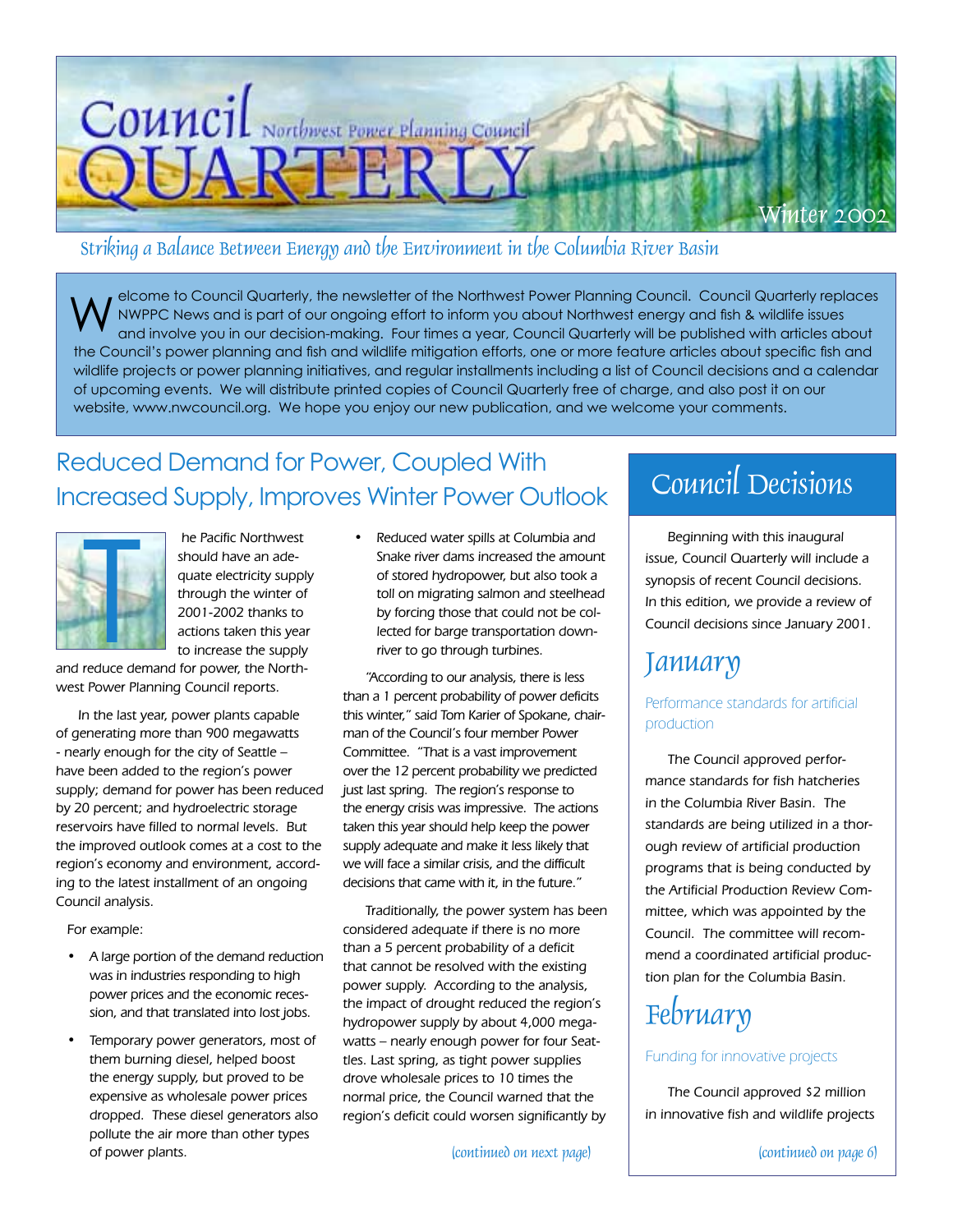# Council QUARTERLY

Northwest Power Planning Council

Winter 2002

*Striking a Balance Between Energy and the Environment in the Columbia River Basin*

Welcome to Council Quarterly, the newsletter of the Northwest Power Planning Council. Council Quarterly replaces NWPPC News and is part of our ongoing effort to inform you about Northwest energy and fish & wildlife issues and involve you in our decision-making. Four times a year, Council Quarterly will be published with articles about the Council's power planning and fish and wildlife mitigation efforts, one or more feature articles about specific fish and wildlife projects or power planning initiatives, and regular installments including a list of Council decisions and a calendar of upcoming events. We will distribute printed copies of Council Quarterly free of charge, and also post it on our website, www.nwcouncil.org. We hope you enjoy our new publication, and we welcome your comments.

## Reduced Demand for Power, Coupled With Increased Supply, Improves Winter Power Outlook

The Pacific Northwest should have an adequate electricity supply through the winter of 2001-2002 thanks to actions taken this year to increase the supply and reduce demand for power, the Northwest Power Planning Council reports.

In the last year, power plants capable of generating more than 900 megawatts - nearly enough for the city of Seattle – have been added to the region's power supply; demand for power has been reduced by 20 percent; and hydroelectric storage reservoirs have filled to normal levels. But the improved outlook comes at a cost to the region's economy and environment, according to the latest installment of an ongoing Council analysis.

For example:

- A large portion of the demand reduction was in industries responding to high power prices and the economic recession, and that translated into lost jobs.
- Temporary power generators, most of them burning diesel, helped boost the energy supply, but proved to be expensive as wholesale power prices dropped. These diesel generators also pollute the air more than other types of power plants.
- Reduced water spills at Columbia and Snake river dams increased the amount of stored hydropower, but also took a toll on migrating salmon and steelhead by forcing those that could not be collected for barge transportation downriver to go through turbines.

"According to our analysis, there is less than a 1 percent probability of power deficits this winter," said Tom Karier of Spokane, chairman of the Council's four member Power Committee. "That is a vast improvement over the 12 percent probability we predicted just last spring. The region's response to the energy crisis was impressive. The actions taken this year should help keep the power supply adequate and make it less likely that we will face a similar crisis, and the difficult decisions that came with it, in the future."

Traditionally, the power system has been considered adequate if there is no more than a 5 percent probability of a deficit that cannot be resolved with the existing power supply. According to the analysis, the impact of drought reduced the region's hydropower supply by about 4,000 megawatts – nearly enough power for four Seattles. Last spring, as tight power supplies drove wholesale prices to 10 times the normal price, the Council warned that the region's deficit could worsen significantly by

*(continued on next page)*

## Council Decisions

Beginning with this inaugural issue, Council Quarterly will include a synopsis of recent Council decisions. In this edition, we provide a review of Council decisions since January 2001.

### January

#### Performance standards for artificial production

The Council approved performance standards for fish hatcheries in the Columbia River Basin. The standards are being utilized in a thorough review of artificial production programs that is being conducted by the Artificial Production Review Committee, which was appointed by the Council. The committee will recommend a coordinated artificial production plan for the Columbia Basin.

### February

#### Funding for innovative projects

The Council approved $2 million in innovative fish and wildlife projects

*(continued on page 6)*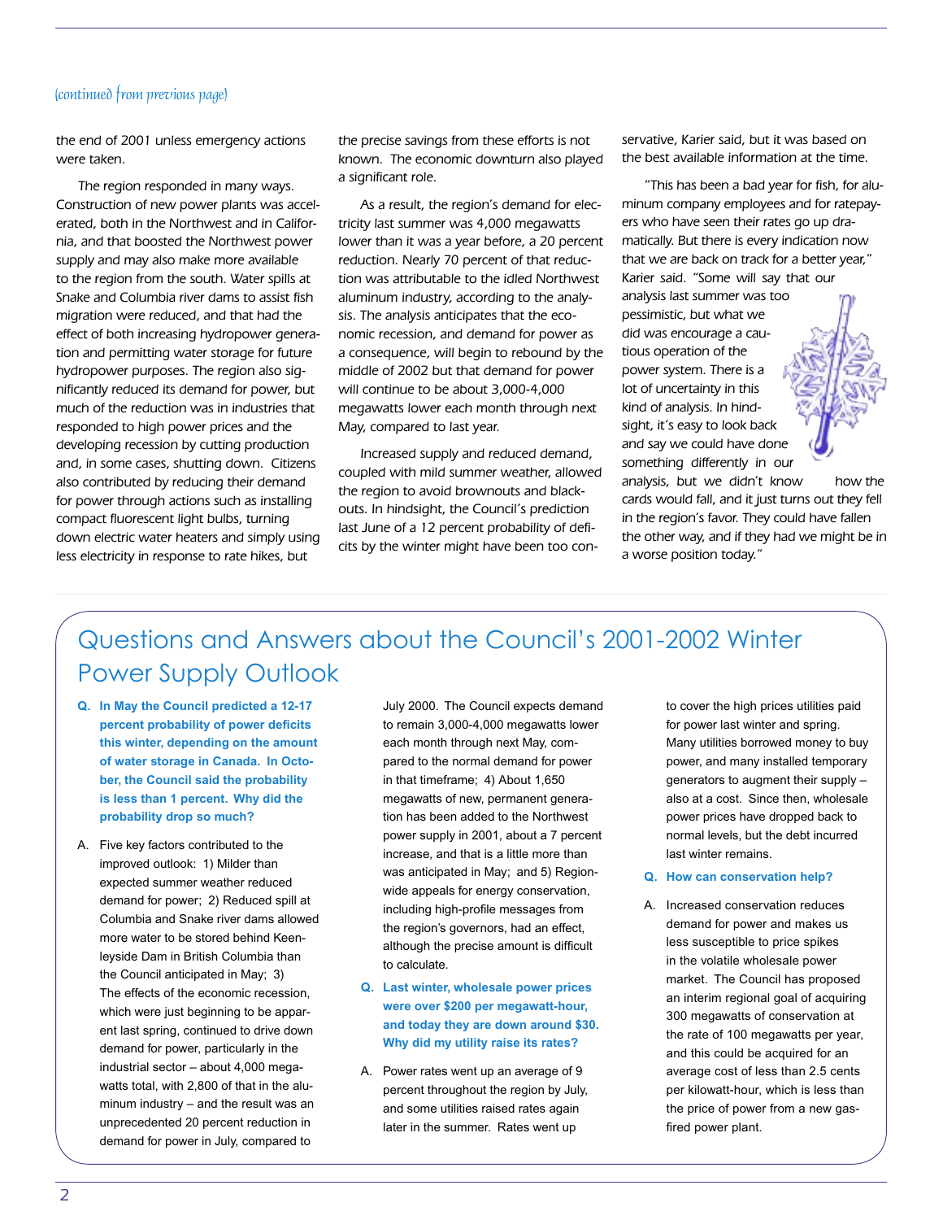*(continued from previous page)*

the end of 2001 unless emergency actions were taken.

The region responded in many ways. Construction of new power plants was accelerated, both in the Northwest and in California, and that boosted the Northwest power supply and may also make more available to the region from the south. Water spills at Snake and Columbia river dams to assist fish migration were reduced, and that had the effect of both increasing hydropower generation and permitting water storage for future hydropower purposes. The region also significantly reduced its demand for power, but much of the reduction was in industries that responded to high power prices and the developing recession by cutting production and, in some cases, shutting down. Citizens also contributed by reducing their demand for power through actions such as installing compact fluorescent light bulbs, turning down electric water heaters and simply using less electricity in response to rate hikes, but the precise savings from these efforts is not known. The economic downturn also played a significant role.

As a result, the region's demand for electricity last summer was 4,000 megawatts lower than it was a year before, a 20 percent reduction. Nearly 70 percent of that reduction was attributable to the idled Northwest aluminum industry, according to the analysis. The analysis anticipates that the economic recession, and demand for power as a consequence, will begin to rebound by the middle of 2002 but that demand for power will continue to be about 3,000-4,000 megawatts lower each month through next May, compared to last year.

Increased supply and reduced demand, coupled with mild summer weather, allowed the region to avoid brownouts and blackouts. In hindsight, the Council's prediction last June of a 12 percent probability of deficits by the winter might have been too conservative, Karier said, but it was based on the best available information at the time.

"This has been a bad year for fish, for aluminum company employees and for ratepayers who have seen their rates go up dramatically. But there is every indication now that we are back on track for a better year," Karier said. "Some will say that our analysis last summer was too pessimistic, but what we did was encourage a cautious operation of the power system. There is a lot of uncertainty in this kind of analysis. In hindsight, it's easy to look back and say we could have done something differently in our analysis, but we didn't know how the cards would fall, and it just turns out they fell in the region's favor. They could have fallen the other way, and if they had we might be in a worse position today."

## Questions and Answers about the Council's 2001-2002 Winter Power Supply Outlook

**Q. In May the Council predicted a 12-17 percent probability of power deficits this winter, depending on the amount of water storage in Canada. In October, the Council said the probability is less than 1 percent. Why did the probability drop so much?**

A. Five key factors contributed to the improved outlook: 1) Milder than expected summer weather reduced demand for power; 2) Reduced spill at Columbia and Snake river dams allowed more water to be stored behind Keenleyside Dam in British Columbia than the Council anticipated in May; 3) The effects of the economic recession, which were just beginning to be apparent last spring, continued to drive down demand for power, particularly in the industrial sector – about 4,000 megawatts total, with 2,800 of that in the aluminum industry – and the result was an unprecedented 20 percent reduction in demand for power in July, compared to July 2000. The Council expects demand to remain 3,000-4,000 megawatts lower each month through next May, compared to the normal demand for power in that timeframe; 4) About 1,650 megawatts of new, permanent generation has been added to the Northwest power supply in 2001, about a 7 percent increase, and that is a little more than was anticipated in May; and 5) Regionwide appeals for energy conservation, including high-profile messages from the region's governors, had an effect, although the precise amount is difficult to calculate.

**Q. Last winter, wholesale power prices were over $200 per megawatt-hour, and today they are down around $30. Why did my utility raise its rates?**

A. Power rates went up an average of 9 percent throughout the region by July, and some utilities raised rates again later in the summer. Rates went up to cover the high prices utilities paid for power last winter and spring. Many utilities borrowed money to buy power, and many installed temporary generators to augment their supply – also at a cost. Since then, wholesale power prices have dropped back to normal levels, but the debt incurred last winter remains.

**Q. How can conservation help?**

A. Increased conservation reduces demand for power and makes us less susceptible to price spikes in the volatile wholesale power market. The Council has proposed an interim regional goal of acquiring 300 megawatts of conservation at the rate of 100 megawatts per year, and this could be acquired for an average cost of less than 2.5 cents per kilowatt-hour, which is less than the price of power from a new gas-fired power plant.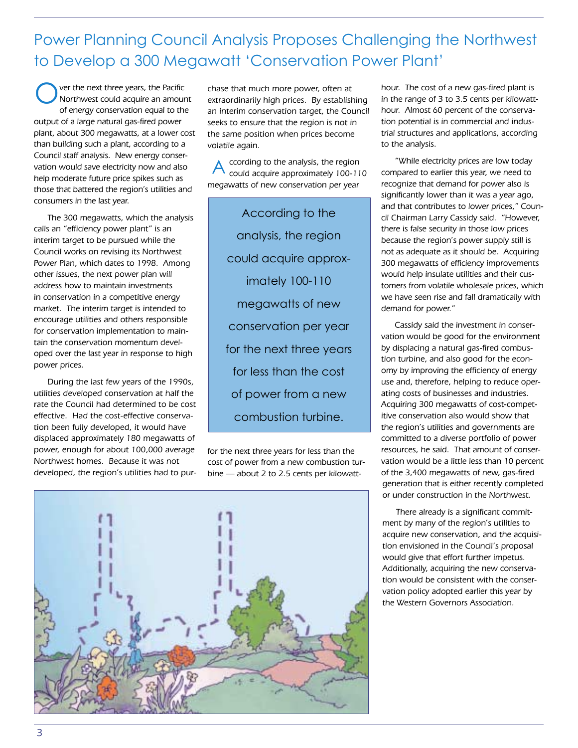# Power Planning Council Analysis Proposes Challenging the Northwest to Develop a 300 Megawatt 'Conservation Power Plant'

Over the next three years, the Pacific Northwest could acquire an amount of energy conservation equal to the output of a large natural gas-fired power plant, about 300 megawatts, at a lower cost than building such a plant, according to a Council staff analysis. New energy conservation would save electricity now and also help moderate future price spikes such as those that battered the region's utilities and consumers in the last year.

The 300 megawatts, which the analysis calls an "efficiency power plant" is an interim target to be pursued while the Council works on revising its Northwest Power Plan, which dates to 1998. Among other issues, the next power plan will address how to maintain investments in conservation in a competitive energy market. The interim target is intended to encourage utilities and others responsible for conservation implementation to maintain the conservation momentum developed over the last year in response to high power prices.

During the last few years of the 1990s, utilities developed conservation at half the rate the Council had determined to be cost effective. Had the cost-effective conservation been fully developed, it would have displaced approximately 180 megawatts of power, enough for about 100,000 average Northwest homes. Because it was not developed, the region's utilities had to purchase that much more power, often at extraordinarily high prices. By establishing an interim conservation target, the Council seeks to ensure that the region is not in the same position when prices become volatile again.

According to the analysis, the region could acquire approximately 100-110 megawatts of new conservation per year for the next three years for less than the cost of power from a new combustion turbine — about 2 to 2.5 cents per kilowatt-hour. The cost of a new gas-fired plant is in the range of 3 to 3.5 cents per kilowatt-hour. Almost 60 percent of the conservation potential is in commercial and industrial structures and applications, according to the analysis.

> According to the analysis, the region could acquire approximately 100-110 megawatts of new conservation per year for the next three years for less than the cost of power from a new combustion turbine.

"While electricity prices are low today compared to earlier this year, we need to recognize that demand for power also is significantly lower than it was a year ago, and that contributes to lower prices," Council Chairman Larry Cassidy said. "However, there is false security in those low prices because the region's power supply still is not as adequate as it should be. Acquiring 300 megawatts of efficiency improvements would help insulate utilities and their customers from volatile wholesale prices, which we have seen rise and fall dramatically with demand for power."

Cassidy said the investment in conservation would be good for the environment by displacing a natural gas-fired combustion turbine, and also good for the economy by improving the efficiency of energy use and, therefore, helping to reduce operating costs of businesses and industries. Acquiring 300 megawatts of cost-competitive conservation also would show that the region's utilities and governments are committed to a diverse portfolio of power resources, he said. That amount of conservation would be a little less than 10 percent of the 3,400 megawatts of new, gas-fired generation that is either recently completed or under construction in the Northwest.

There already is a significant commitment by many of the region's utilities to acquire new conservation, and the acquisition envisioned in the Council's proposal would give that effort further impetus. Additionally, acquiring the new conservation would be consistent with the conservation policy adopted earlier this year by the Western Governors Association.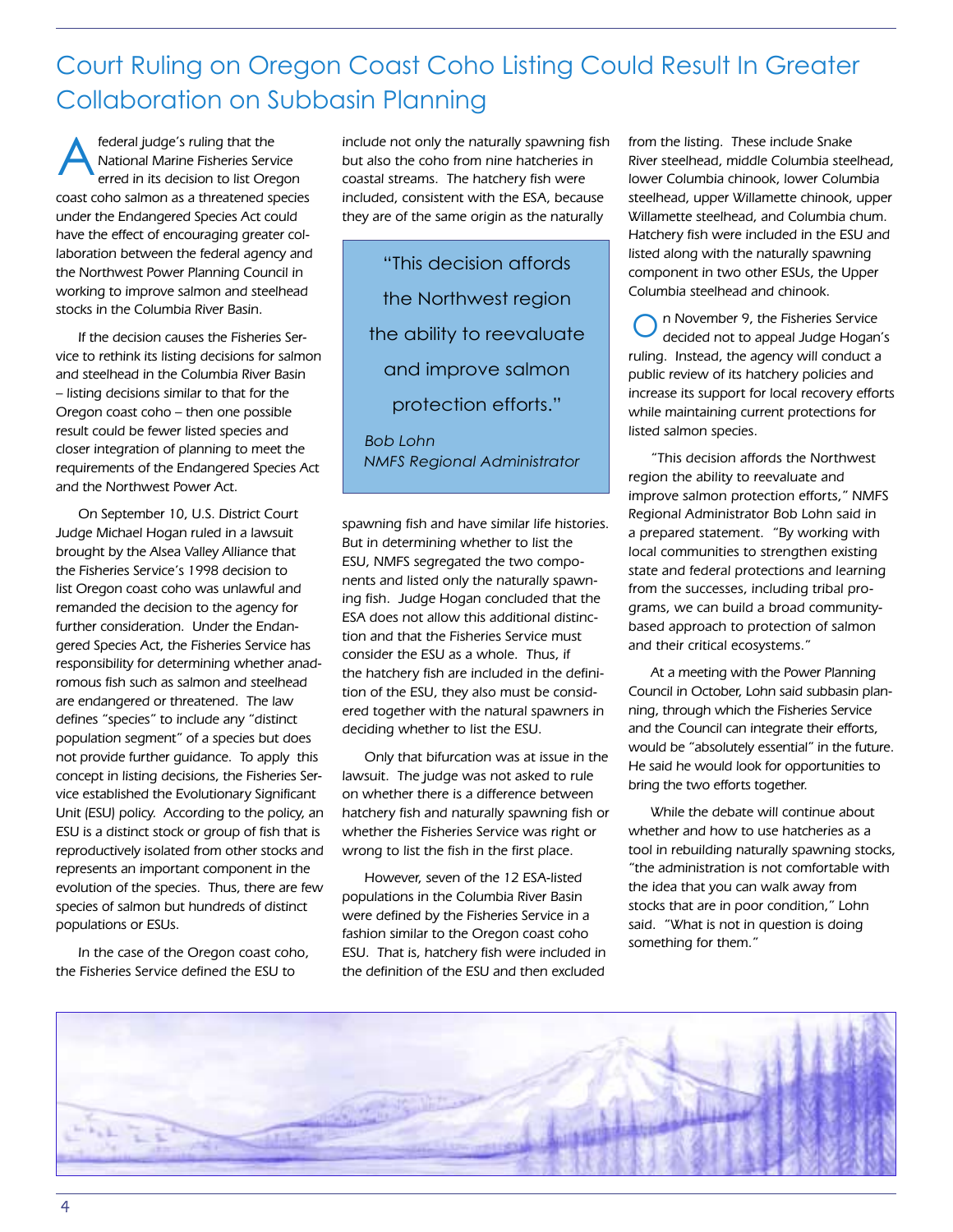# Court Ruling on Oregon Coast Coho Listing Could Result In Greater Collaboration on Subbasin Planning

A federal judge's ruling that the National Marine Fisheries Service erred in its decision to list Oregon coast coho salmon as a threatened species under the Endangered Species Act could have the effect of encouraging greater collaboration between the federal agency and the Northwest Power Planning Council in working to improve salmon and steelhead stocks in the Columbia River Basin.

If the decision causes the Fisheries Service to rethink its listing decisions for salmon and steelhead in the Columbia River Basin – listing decisions similar to that for the Oregon coast coho – then one possible result could be fewer listed species and closer integration of planning to meet the requirements of the Endangered Species Act and the Northwest Power Act.

On September 10, U.S. District Court Judge Michael Hogan ruled in a lawsuit brought by the Alsea Valley Alliance that the Fisheries Service's 1998 decision to list Oregon coast coho was unlawful and remanded the decision to the agency for further consideration. Under the Endangered Species Act, the Fisheries Service has responsibility for determining whether anadromous fish such as salmon and steelhead are endangered or threatened. The law defines "species" to include any "distinct population segment" of a species but does not provide further guidance. To apply this concept in listing decisions, the Fisheries Service established the Evolutionary Significant Unit (ESU) policy. According to the policy, an ESU is a distinct stock or group of fish that is reproductively isolated from other stocks and represents an important component in the evolution of the species. Thus, there are few species of salmon but hundreds of distinct populations or ESUs.

In the case of the Oregon coast coho, the Fisheries Service defined the ESU to include not only the naturally spawning fish but also the coho from nine hatcheries in coastal streams. The hatchery fish were included, consistent with the ESA, because they are of the same origin as the naturally spawning fish and have similar life histories. But in determining whether to list the ESU, NMFS segregated the two components and listed only the naturally spawning fish. Judge Hogan concluded that the ESA does not allow this additional distinction and that the Fisheries Service must consider the ESU as a whole. Thus, if the hatchery fish are included in the definition of the ESU, they also must be considered together with the natural spawners in deciding whether to list the ESU.

> "This decision affords the Northwest region the ability to reevaluate and improve salmon protection efforts."
>
> *Bob Lohn*
> *NMFS Regional Administrator*

Only that bifurcation was at issue in the lawsuit. The judge was not asked to rule on whether there is a difference between hatchery fish and naturally spawning fish or whether the Fisheries Service was right or wrong to list the fish in the first place.

However, seven of the 12 ESA-listed populations in the Columbia River Basin were defined by the Fisheries Service in a fashion similar to the Oregon coast coho ESU. That is, hatchery fish were included in the definition of the ESU and then excluded from the listing. These include Snake River steelhead, middle Columbia steelhead, lower Columbia chinook, lower Columbia steelhead, upper Willamette chinook, upper Willamette steelhead, and Columbia chum. Hatchery fish were included in the ESU and listed along with the naturally spawning component in two other ESUs, the Upper Columbia steelhead and chinook.

On November 9, the Fisheries Service decided not to appeal Judge Hogan's ruling. Instead, the agency will conduct a public review of its hatchery policies and increase its support for local recovery efforts while maintaining current protections for listed salmon species.

"This decision affords the Northwest region the ability to reevaluate and improve salmon protection efforts," NMFS Regional Administrator Bob Lohn said in a prepared statement. "By working with local communities to strengthen existing state and federal protections and learning from the successes, including tribal programs, we can build a broad community-based approach to protection of salmon and their critical ecosystems."

At a meeting with the Power Planning Council in October, Lohn said subbasin planning, through which the Fisheries Service and the Council can integrate their efforts, would be "absolutely essential" in the future. He said he would look for opportunities to bring the two efforts together.

While the debate will continue about whether and how to use hatcheries as a tool in rebuilding naturally spawning stocks, "the administration is not comfortable with the idea that you can walk away from stocks that are in poor condition," Lohn said. "What is not in question is doing something for them."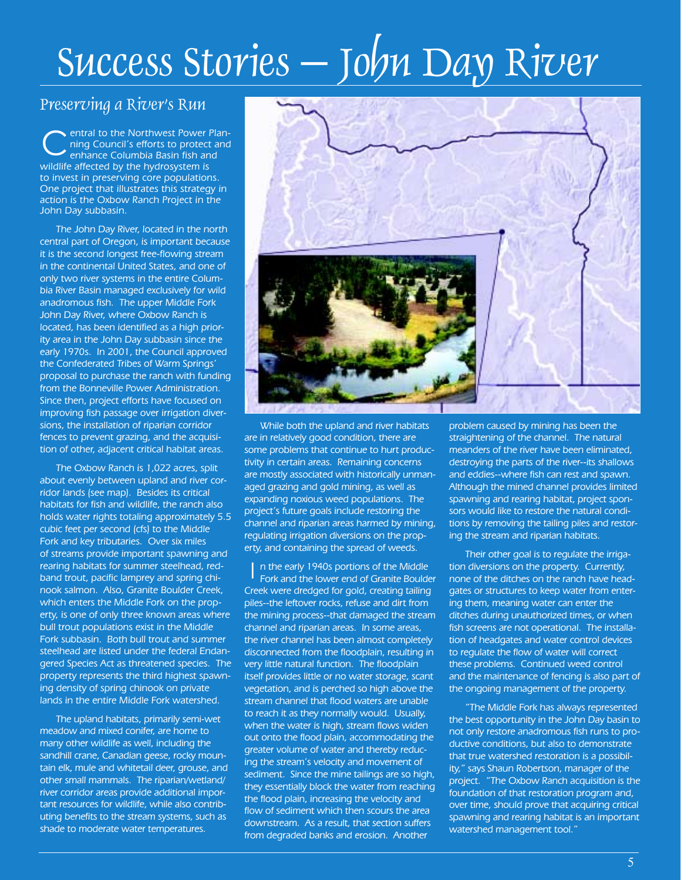# Success Stories – John Day River

## Preserving a River's Run

Central to the Northwest Power Planning Council's efforts to protect and enhance Columbia Basin fish and wildlife affected by the hydrosystem is to invest in preserving core populations. One project that illustrates this strategy in action is the Oxbow Ranch Project in the John Day subbasin.

The John Day River, located in the north central part of Oregon, is important because it is the second longest free-flowing stream in the continental United States, and one of only two river systems in the entire Columbia River Basin managed exclusively for wild anadromous fish. The upper Middle Fork John Day River, where Oxbow Ranch is located, has been identified as a high priority area in the John Day subbasin since the early 1970s. In 2001, the Council approved the Confederated Tribes of Warm Springs' proposal to purchase the ranch with funding from the Bonneville Power Administration. Since then, project efforts have focused on improving fish passage over irrigation diversions, the installation of riparian corridor fences to prevent grazing, and the acquisition of other, adjacent critical habitat areas.

The Oxbow Ranch is 1,022 acres, split about evenly between upland and river corridor lands (see map). Besides its critical habitats for fish and wildlife, the ranch also holds water rights totaling approximately 5.5 cubic feet per second (cfs) to the Middle Fork and key tributaries. Over six miles of streams provide important spawning and rearing habitats for summer steelhead, redband trout, pacific lamprey and spring chinook salmon. Also, Granite Boulder Creek, which enters the Middle Fork on the property, is one of only three known areas where bull trout populations exist in the Middle Fork subbasin. Both bull trout and summer steelhead are listed under the federal Endangered Species Act as threatened species. The property represents the third highest spawning density of spring chinook on private lands in the entire Middle Fork watershed.

The upland habitats, primarily semi-wet meadow and mixed conifer, are home to many other wildlife as well, including the sandhill crane, Canadian geese, rocky mountain elk, mule and whitetail deer, grouse, and other small mammals. The riparian/wetland/river corridor areas provide additional important resources for wildlife, while also contributing benefits to the stream systems, such as shade to moderate water temperatures.

While both the upland and river habitats are in relatively good condition, there are some problems that continue to hurt productivity in certain areas. Remaining concerns are mostly associated with historically unmanaged grazing and gold mining, as well as expanding noxious weed populations. The project's future goals include restoring the channel and riparian areas harmed by mining, regulating irrigation diversions on the property, and containing the spread of weeds.

In the early 1940s portions of the Middle Fork and the lower end of Granite Boulder Creek were dredged for gold, creating tailing piles--the leftover rocks, refuse and dirt from the mining process--that damaged the stream channel and riparian areas. In some areas, the river channel has been almost completely disconnected from the floodplain, resulting in very little natural function. The floodplain itself provides little or no water storage, scant vegetation, and is perched so high above the stream channel that flood waters are unable to reach it as they normally would. Usually, when the water is high, stream flows widen out onto the flood plain, accommodating the greater volume of water and thereby reducing the stream's velocity and movement of sediment. Since the mine tailings are so high, they essentially block the water from reaching the flood plain, increasing the velocity and flow of sediment which then scours the area downstream. As a result, that section suffers from degraded banks and erosion. Another problem caused by mining has been the straightening of the channel. The natural meanders of the river have been eliminated, destroying the parts of the river--its shallows and eddies--where fish can rest and spawn. Although the mined channel provides limited spawning and rearing habitat, project sponsors would like to restore the natural conditions by removing the tailing piles and restoring the stream and riparian habitats.

Their other goal is to regulate the irrigation diversions on the property. Currently, none of the ditches on the ranch have headgates or structures to keep water from entering them, meaning water can enter the ditches during unauthorized times, or when fish screens are not operational. The installation of headgates and water control devices to regulate the flow of water will correct these problems. Continued weed control and the maintenance of fencing is also part of the ongoing management of the property.

"The Middle Fork has always represented the best opportunity in the John Day basin to not only restore anadromous fish runs to productive conditions, but also to demonstrate that true watershed restoration is a possibility," says Shaun Robertson, manager of the project. "The Oxbow Ranch acquisition is the foundation of that restoration program and, over time, should prove that acquiring critical spawning and rearing habitat is an important watershed management tool."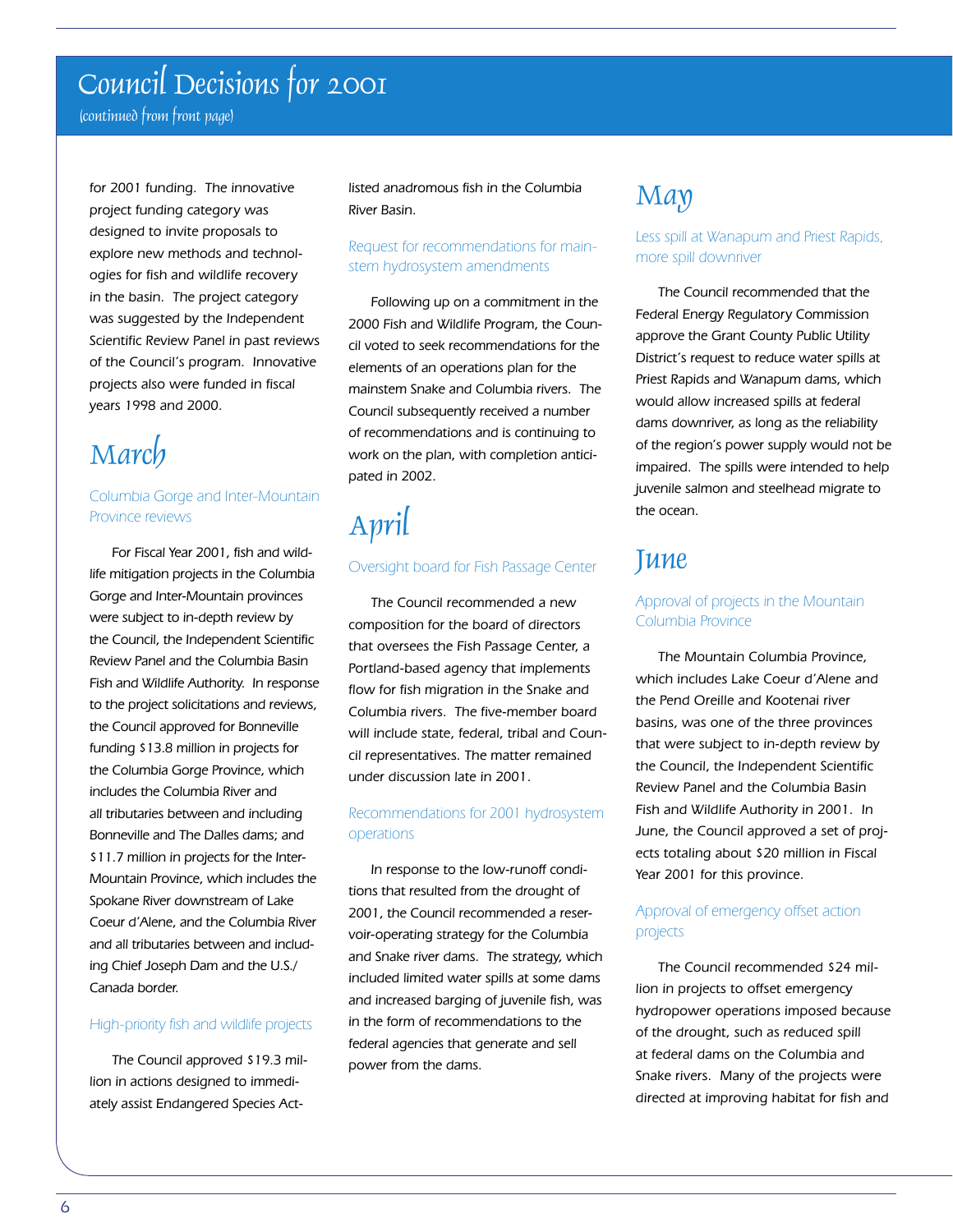# Council Decisions for 2001

(continued from front page)

for 2001 funding. The innovative project funding category was designed to invite proposals to explore new methods and technologies for fish and wildlife recovery in the basin. The project category was suggested by the Independent Scientific Review Panel in past reviews of the Council's program. Innovative projects also were funded in fiscal years 1998 and 2000.

## March

### Columbia Gorge and Inter-Mountain Province reviews

For Fiscal Year 2001, fish and wildlife mitigation projects in the Columbia Gorge and Inter-Mountain provinces were subject to in-depth review by the Council, the Independent Scientific Review Panel and the Columbia Basin Fish and Wildlife Authority. In response to the project solicitations and reviews, the Council approved for Bonneville funding $13.8 million in projects for the Columbia Gorge Province, which includes the Columbia River and all tributaries between and including Bonneville and The Dalles dams; and $11.7 million in projects for the Inter-Mountain Province, which includes the Spokane River downstream of Lake Coeur d'Alene, and the Columbia River and all tributaries between and including Chief Joseph Dam and the U.S./ Canada border.

### High-priority fish and wildlife projects

The Council approved $19.3 million in actions designed to immediately assist Endangered Species Act-listed anadromous fish in the Columbia River Basin.

### Request for recommendations for mainstem hydrosystem amendments

Following up on a commitment in the 2000 Fish and Wildlife Program, the Council voted to seek recommendations for the elements of an operations plan for the mainstem Snake and Columbia rivers. The Council subsequently received a number of recommendations and is continuing to work on the plan, with completion anticipated in 2002.

## April

### Oversight board for Fish Passage Center

The Council recommended a new composition for the board of directors that oversees the Fish Passage Center, a Portland-based agency that implements flow for fish migration in the Snake and Columbia rivers. The five-member board will include state, federal, tribal and Council representatives. The matter remained under discussion late in 2001.

### Recommendations for 2001 hydrosystem operations

In response to the low-runoff conditions that resulted from the drought of 2001, the Council recommended a reservoir-operating strategy for the Columbia and Snake river dams. The strategy, which included limited water spills at some dams and increased barging of juvenile fish, was in the form of recommendations to the federal agencies that generate and sell power from the dams.

## May

### Less spill at Wanapum and Priest Rapids, more spill downriver

The Council recommended that the Federal Energy Regulatory Commission approve the Grant County Public Utility District's request to reduce water spills at Priest Rapids and Wanapum dams, which would allow increased spills at federal dams downriver, as long as the reliability of the region's power supply would not be impaired. The spills were intended to help juvenile salmon and steelhead migrate to the ocean.

## June

### Approval of projects in the Mountain Columbia Province

The Mountain Columbia Province, which includes Lake Coeur d'Alene and the Pend Oreille and Kootenai river basins, was one of the three provinces that were subject to in-depth review by the Council, the Independent Scientific Review Panel and the Columbia Basin Fish and Wildlife Authority in 2001. In June, the Council approved a set of projects totaling about $20 million in Fiscal Year 2001 for this province.

### Approval of emergency offset action projects

The Council recommended $24 million in projects to offset emergency hydropower operations imposed because of the drought, such as reduced spill at federal dams on the Columbia and Snake rivers. Many of the projects were directed at improving habitat for fish and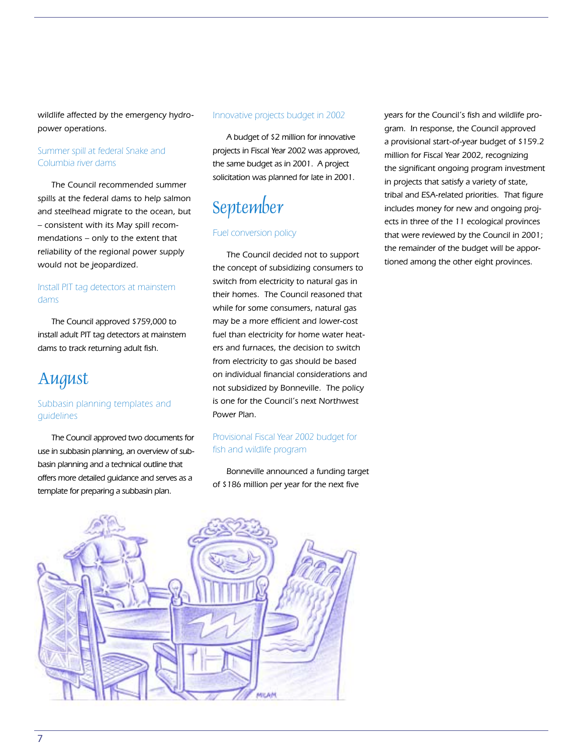wildlife affected by the emergency hydropower operations.

### Summer spill at federal Snake and Columbia river dams

The Council recommended summer spills at the federal dams to help salmon and steelhead migrate to the ocean, but – consistent with its May spill recommendations – only to the extent that reliability of the regional power supply would not be jeopardized.

### Install PIT tag detectors at mainstem dams

The Council approved $759,000 to install adult PIT tag detectors at mainstem dams to track returning adult fish.

## August

### Subbasin planning templates and guidelines

The Council approved two documents for use in subbasin planning, an overview of subbasin planning and a technical outline that offers more detailed guidance and serves as a template for preparing a subbasin plan.

### Innovative projects budget in 2002

A budget of $2 million for innovative projects in Fiscal Year 2002 was approved, the same budget as in 2001. A project solicitation was planned for late in 2001.

## September

### Fuel conversion policy

The Council decided not to support the concept of subsidizing consumers to switch from electricity to natural gas in their homes. The Council reasoned that while for some consumers, natural gas may be a more efficient and lower-cost fuel than electricity for home water heaters and furnaces, the decision to switch from electricity to gas should be based on individual financial considerations and not subsidized by Bonneville. The policy is one for the Council's next Northwest Power Plan.

### Provisional Fiscal Year 2002 budget for fish and wildlife program

Bonneville announced a funding target of $186 million per year for the next five years for the Council's fish and wildlife program. In response, the Council approved a provisional start-of-year budget of $159.2 million for Fiscal Year 2002, recognizing the significant ongoing program investment in projects that satisfy a variety of state, tribal and ESA-related priorities. That figure includes money for new and ongoing projects in three of the 11 ecological provinces that were reviewed by the Council in 2001; the remainder of the budget will be apportioned among the other eight provinces.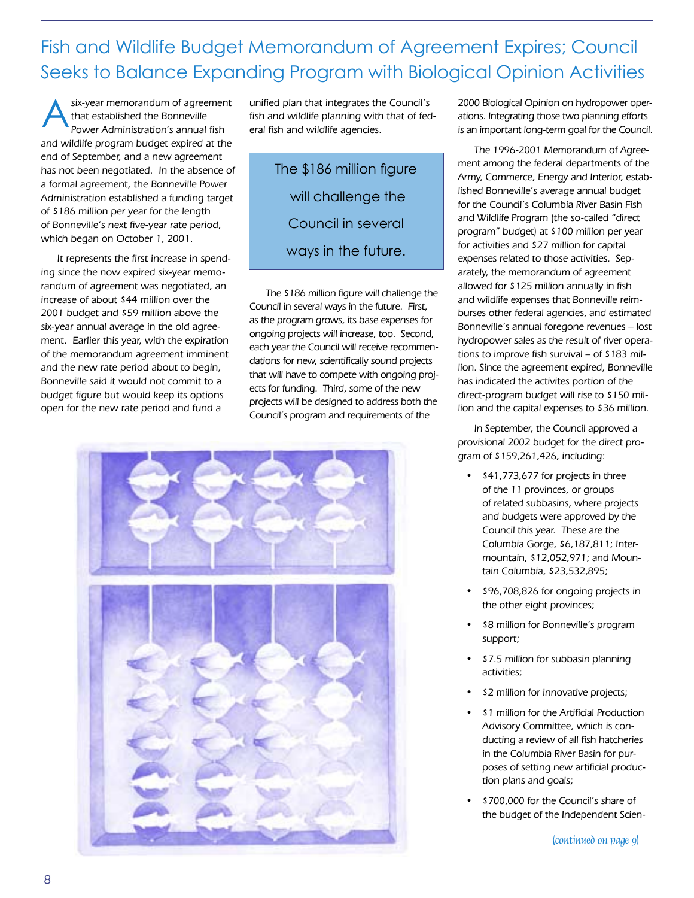# Fish and Wildlife Budget Memorandum of Agreement Expires; Council Seeks to Balance Expanding Program with Biological Opinion Activities

A six-year memorandum of agreement that established the Bonneville Power Administration's annual fish and wildlife program budget expired at the end of September, and a new agreement has not been negotiated. In the absence of a formal agreement, the Bonneville Power Administration established a funding target of $186 million per year for the length of Bonneville's next five-year rate period, which began on October 1, 2001.

It represents the first increase in spending since the now expired six-year memorandum of agreement was negotiated, an increase of about $44 million over the 2001 budget and $59 million above the six-year annual average in the old agreement. Earlier this year, with the expiration of the memorandum agreement imminent and the new rate period about to begin, Bonneville said it would not commit to a budget figure but would keep its options open for the new rate period and fund a unified plan that integrates the Council's fish and wildlife planning with that of federal fish and wildlife agencies.

> The $186 million figure will challenge the Council in several ways in the future.

The $186 million figure will challenge the Council in several ways in the future. First, as the program grows, its base expenses for ongoing projects will increase, too. Second, each year the Council will receive recommendations for new, scientifically sound projects that will have to compete with ongoing projects for funding. Third, some of the new projects will be designed to address both the Council's program and requirements of the 2000 Biological Opinion on hydropower operations. Integrating those two planning efforts is an important long-term goal for the Council.

The 1996-2001 Memorandum of Agreement among the federal departments of the Army, Commerce, Energy and Interior, established Bonneville's average annual budget for the Council's Columbia River Basin Fish and Wildlife Program (the so-called "direct program" budget) at $100 million per year for activities and $27 million for capital expenses related to those activities. Separately, the memorandum of agreement allowed for $125 million annually in fish and wildlife expenses that Bonneville reimburses other federal agencies, and estimated Bonneville's annual foregone revenues – lost hydropower sales as the result of river operations to improve fish survival – of $183 million. Since the agreement expired, Bonneville has indicated the activites portion of the direct-program budget will rise to $150 million and the capital expenses to $36 million.

In September, the Council approved a provisional 2002 budget for the direct program of $159,261,426, including:

- $41,773,677 for projects in three of the 11 provinces, or groups of related subbasins, where projects and budgets were approved by the Council this year. These are the Columbia Gorge, $6,187,811; Intermountain, $12,052,971; and Mountain Columbia, $23,532,895;
- $96,708,826 for ongoing projects in the other eight provinces;
- $8 million for Bonneville's program support;
- $7.5 million for subbasin planning activities;
- $2 million for innovative projects;
- $1 million for the Artificial Production Advisory Committee, which is conducting a review of all fish hatcheries in the Columbia River Basin for purposes of setting new artificial production plans and goals;
- $700,000 for the Council's share of the budget of the Independent Scien-

*(continued on page 9)*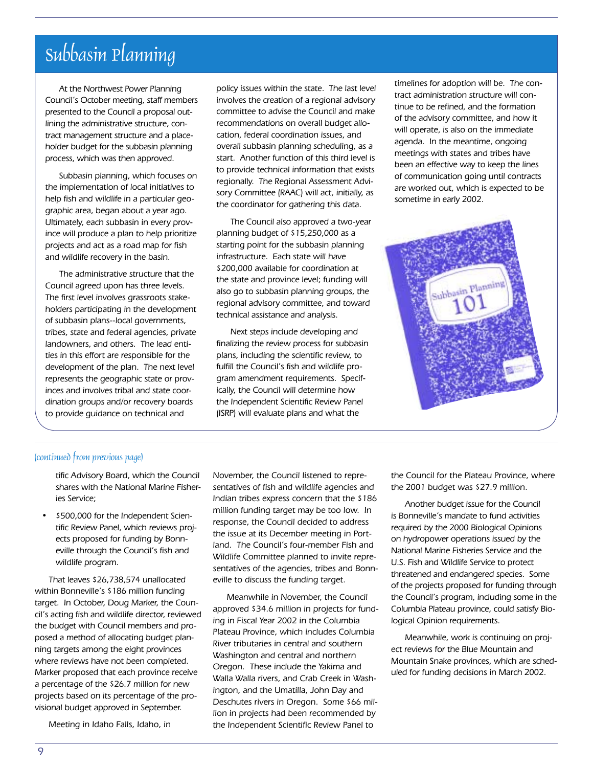# Subbasin Planning

At the Northwest Power Planning Council's October meeting, staff members presented to the Council a proposal outlining the administrative structure, contract management structure and a placeholder budget for the subbasin planning process, which was then approved.

Subbasin planning, which focuses on the implementation of local initiatives to help fish and wildlife in a particular geographic area, began about a year ago. Ultimately, each subbasin in every province will produce a plan to help prioritize projects and act as a road map for fish and wildlife recovery in the basin.

The administrative structure that the Council agreed upon has three levels. The first level involves grassroots stakeholders participating in the development of subbasin plans--local governments, tribes, state and federal agencies, private landowners, and others. The lead entities in this effort are responsible for the development of the plan. The next level represents the geographic state or provinces and involves tribal and state coordination groups and/or recovery boards to provide guidance on technical and policy issues within the state. The last level involves the creation of a regional advisory committee to advise the Council and make recommendations on overall budget allocation, federal coordination issues, and overall subbasin planning scheduling, as a start. Another function of this third level is to provide technical information that exists regionally. The Regional Assessment Advisory Committee (RAAC) will act, initially, as the coordinator for gathering this data.

The Council also approved a two-year planning budget of $15,250,000 as a starting point for the subbasin planning infrastructure. Each state will have $200,000 available for coordination at the state and province level; funding will also go to subbasin planning groups, the regional advisory committee, and toward technical assistance and analysis.

Next steps include developing and finalizing the review process for subbasin plans, including the scientific review, to fulfill the Council's fish and wildlife program amendment requirements. Specifically, the Council will determine how the Independent Scientific Review Panel (ISRP) will evaluate plans and what the timelines for adoption will be. The contract administration structure will continue to be refined, and the formation of the advisory committee, and how it will operate, is also on the immediate agenda. In the meantime, ongoing meetings with states and tribes have been an effective way to keep the lines of communication going until contracts are worked out, which is expected to be sometime in early 2002.

*(continued from previous page)*

tific Advisory Board, which the Council shares with the National Marine Fisheries Service;

- $500,000 for the Independent Scientific Review Panel, which reviews projects proposed for funding by Bonneville through the Council's fish and wildlife program.

That leaves $26,738,574 unallocated within Bonneville's $186 million funding target. In October, Doug Marker, the Council's acting fish and wildlife director, reviewed the budget with Council members and proposed a method of allocating budget planning targets among the eight provinces where reviews have not been completed. Marker proposed that each province receive a percentage of the $26.7 million for new projects based on its percentage of the provisional budget approved in September.

Meeting in Idaho Falls, Idaho, in November, the Council listened to representatives of fish and wildlife agencies and Indian tribes express concern that the $186 million funding target may be too low. In response, the Council decided to address the issue at its December meeting in Portland. The Council's four-member Fish and Wildlife Committee planned to invite representatives of the agencies, tribes and Bonneville to discuss the funding target.

Meanwhile in November, the Council approved $34.6 million in projects for funding in Fiscal Year 2002 in the Columbia Plateau Province, which includes Columbia River tributaries in central and southern Washington and central and northern Oregon. These include the Yakima and Walla Walla rivers, and Crab Creek in Washington, and the Umatilla, John Day and Deschutes rivers in Oregon. Some $66 million in projects had been recommended by the Independent Scientific Review Panel to the Council for the Plateau Province, where the 2001 budget was $27.9 million.

Another budget issue for the Council is Bonneville's mandate to fund activities required by the 2000 Biological Opinions on hydropower operations issued by the National Marine Fisheries Service and the U.S. Fish and Wildlife Service to protect threatened and endangered species. Some of the projects proposed for funding through the Council's program, including some in the Columbia Plateau province, could satisfy Biological Opinion requirements.

Meanwhile, work is continuing on project reviews for the Blue Mountain and Mountain Snake provinces, which are scheduled for funding decisions in March 2002.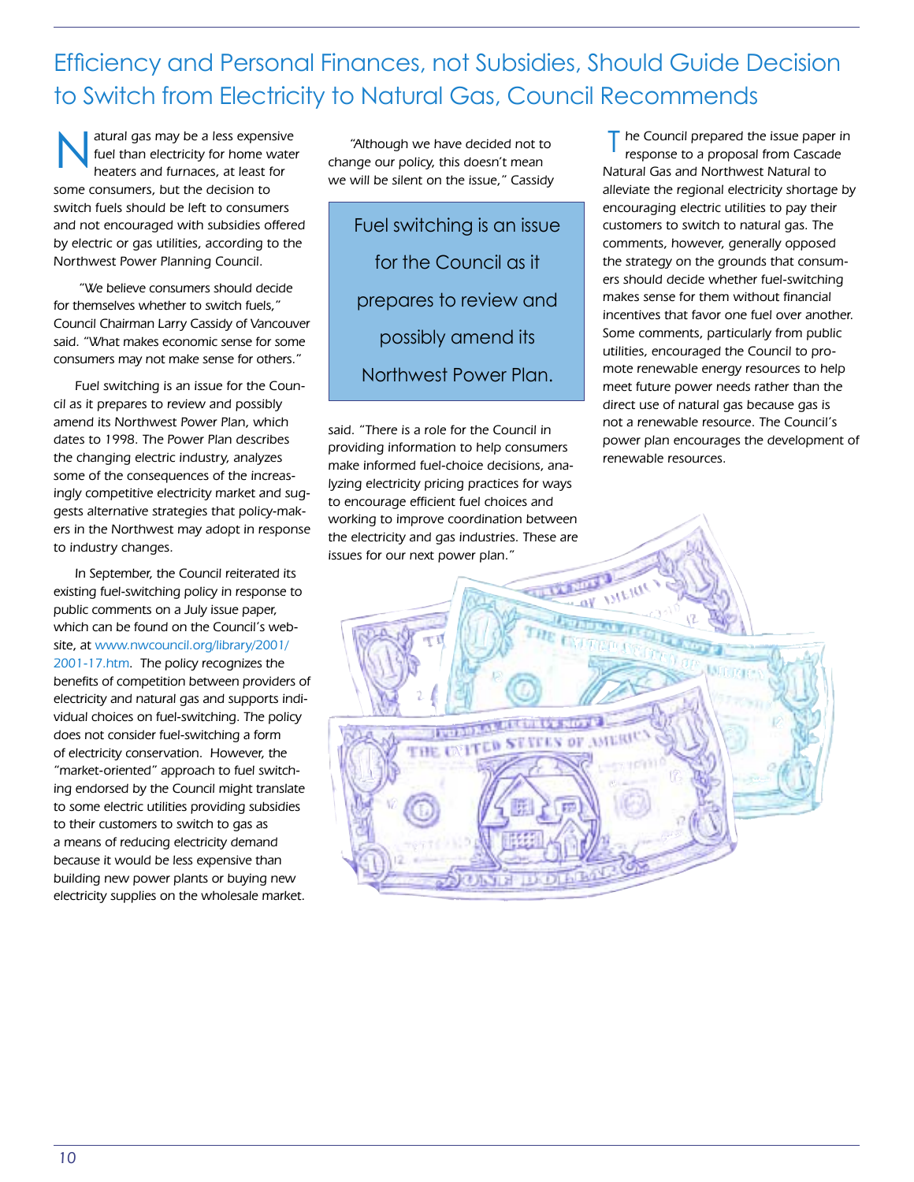# Efficiency and Personal Finances, not Subsidies, Should Guide Decision to Switch from Electricity to Natural Gas, Council Recommends

Natural gas may be a less expensive fuel than electricity for home water heaters and furnaces, at least for some consumers, but the decision to switch fuels should be left to consumers and not encouraged with subsidies offered by electric or gas utilities, according to the Northwest Power Planning Council.

"We believe consumers should decide for themselves whether to switch fuels," Council Chairman Larry Cassidy of Vancouver said. "What makes economic sense for some consumers may not make sense for others."

Fuel switching is an issue for the Council as it prepares to review and possibly amend its Northwest Power Plan, which dates to 1998. The Power Plan describes the changing electric industry, analyzes some of the consequences of the increasingly competitive electricity market and suggests alternative strategies that policy-makers in the Northwest may adopt in response to industry changes.

In September, the Council reiterated its existing fuel-switching policy in response to public comments on a July issue paper, which can be found on the Council's website, at www.nwcouncil.org/library/2001/2001-17.htm. The policy recognizes the benefits of competition between providers of electricity and natural gas and supports individual choices on fuel-switching. The policy does not consider fuel-switching a form of electricity conservation. However, the "market-oriented" approach to fuel switching endorsed by the Council might translate to some electric utilities providing subsidies to their customers to switch to gas as a means of reducing electricity demand because it would be less expensive than building new power plants or buying new electricity supplies on the wholesale market.

"Although we have decided not to change our policy, this doesn't mean we will be silent on the issue," Cassidy said. "There is a role for the Council in providing information to help consumers make informed fuel-choice decisions, analyzing electricity pricing practices for ways to encourage efficient fuel choices and working to improve coordination between the electricity and gas industries. These are issues for our next power plan."

> Fuel switching is an issue for the Council as it prepares to review and possibly amend its Northwest Power Plan.

The Council prepared the issue paper in response to a proposal from Cascade Natural Gas and Northwest Natural to alleviate the regional electricity shortage by encouraging electric utilities to pay their customers to switch to natural gas. The comments, however, generally opposed the strategy on the grounds that consumers should decide whether fuel-switching makes sense for them without financial incentives that favor one fuel over another. Some comments, particularly from public utilities, encouraged the Council to promote renewable energy resources to help meet future power needs rather than the direct use of natural gas because gas is not a renewable resource. The Council's power plan encourages the development of renewable resources.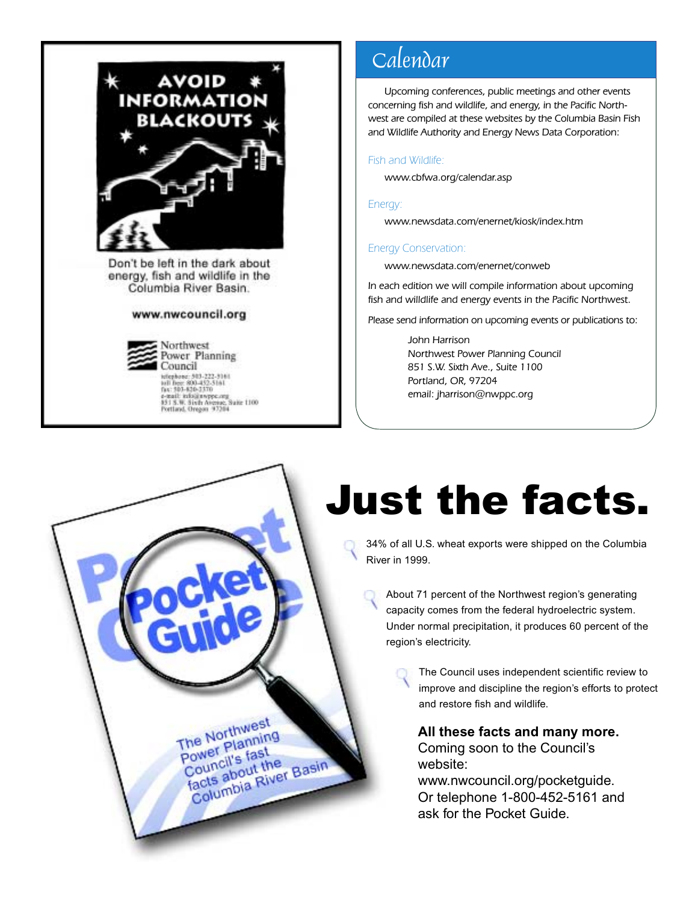# AVOID INFORMATION BLACKOUTS

Don't be left in the dark about energy, fish and wildlife in the Columbia River Basin.

**www.nwcouncil.org**

Northwest Power Planning Council
telephone: 503-222-5161
toll free: 800-452-5161
fax: 503-820-2370
e-mail: info@nwppc.org
851 S.W. Sixth Avenue, Suite 1100
Portland, Oregon 97204

## Calendar

Upcoming conferences, public meetings and other events concerning fish and wildlife, and energy, in the Pacific Northwest are compiled at these websites by the Columbia Basin Fish and Wildlife Authority and Energy News Data Corporation:

*Fish and Wildlife:*

www.cbfwa.org/calendar.asp

*Energy:*

www.newsdata.com/enernet/kiosk/index.htm

*Energy Conservation:*

www.newsdata.com/enernet/conweb

In each edition we will compile information about upcoming fish and willdlife and energy events in the Pacific Northwest.

Please send information on upcoming events or publications to:

John Harrison
Northwest Power Planning Council
851 S.W. Sixth Ave., Suite 1100
Portland, OR, 97204
email: jharrison@nwppc.org

# Just the facts.

Pocket Guide

The Northwest Power Planning Council's fast facts about the Columbia River Basin

- 34% of all U.S. wheat exports were shipped on the Columbia River in 1999.
- About 71 percent of the Northwest region's generating capacity comes from the federal hydroelectric system. Under normal precipitation, it produces 60 percent of the region's electricity.
- The Council uses independent scientific review to improve and discipline the region's efforts to protect and restore fish and wildlife.

**All these facts and many more.**
Coming soon to the Council's website:
www.nwcouncil.org/pocketguide.
Or telephone 1-800-452-5161 and ask for the Pocket Guide.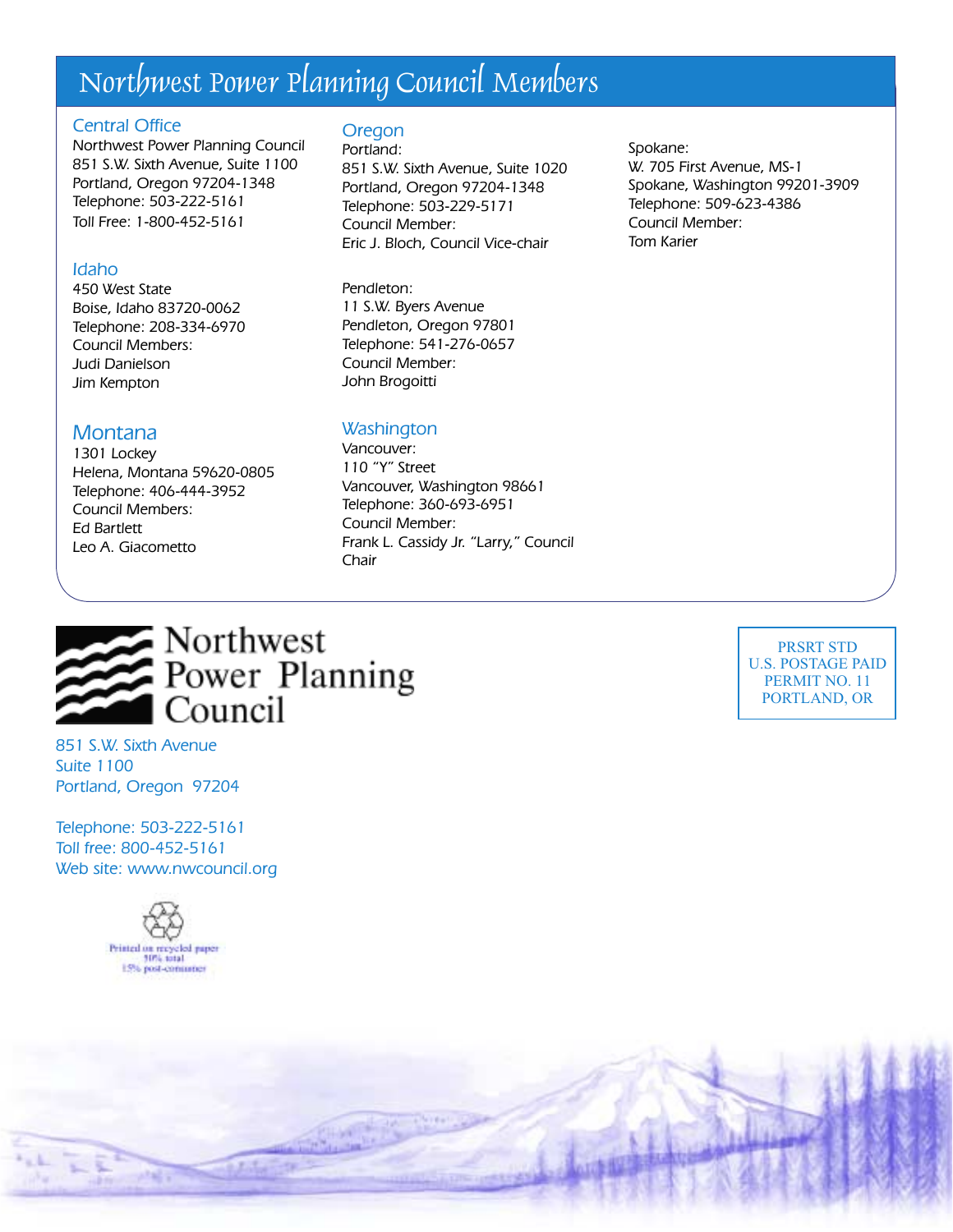# Northwest Power Planning Council Members

## Central Office

Northwest Power Planning Council
851 S.W. Sixth Avenue, Suite 1100
Portland, Oregon 97204-1348
Telephone: 503-222-5161
Toll Free: 1-800-452-5161

## Idaho

450 West State
Boise, Idaho 83720-0062
Telephone: 208-334-6970
Council Members:
Judi Danielson
Jim Kempton

## Montana

1301 Lockey
Helena, Montana 59620-0805
Telephone: 406-444-3952
Council Members:
Ed Bartlett
Leo A. Giacometto

## Oregon

Portland:
851 S.W. Sixth Avenue, Suite 1020
Portland, Oregon 97204-1348
Telephone: 503-229-5171
Council Member:
Eric J. Bloch, Council Vice-chair

Pendleton:
11 S.W. Byers Avenue
Pendleton, Oregon 97801
Telephone: 541-276-0657
Council Member:
John Brogoitti

## Washington

Vancouver:
110 "Y" Street
Vancouver, Washington 98661
Telephone: 360-693-6951
Council Member:
Frank L. Cassidy Jr. "Larry," Council Chair

Spokane:
W. 705 First Avenue, MS-1
Spokane, Washington 99201-3909
Telephone: 509-623-4386
Council Member:
Tom Karier

Northwest Power Planning Council

851 S.W. Sixth Avenue
Suite 1100
Portland, Oregon 97204

Telephone: 503-222-5161
Toll free: 800-452-5161
Web site: www.nwcouncil.org

PRSRT STD
U.S. POSTAGE PAID
PERMIT NO. 11
PORTLAND, OR

Printed on recycled paper
50% total
15% post-consumer